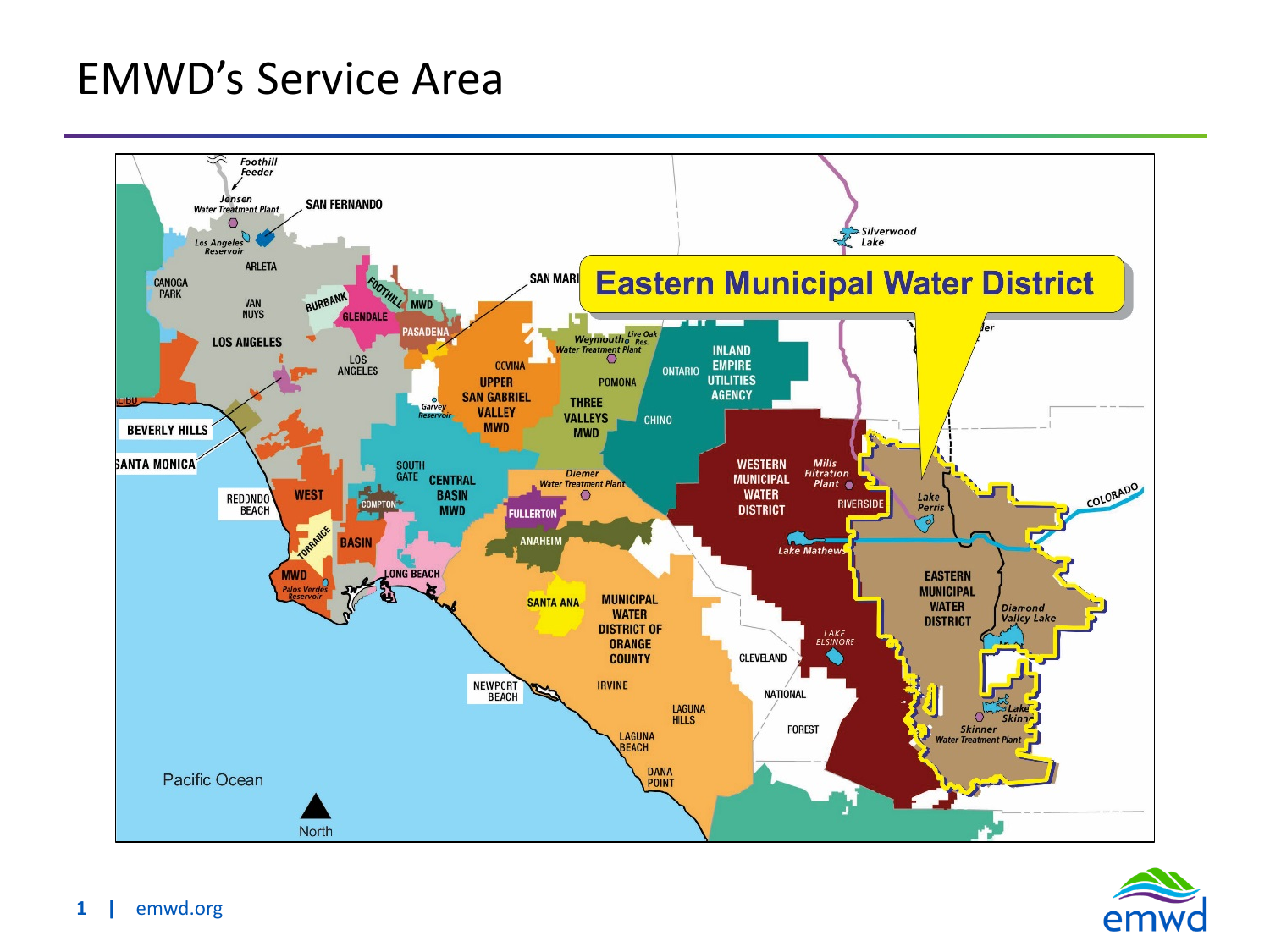# EMWD's Service Area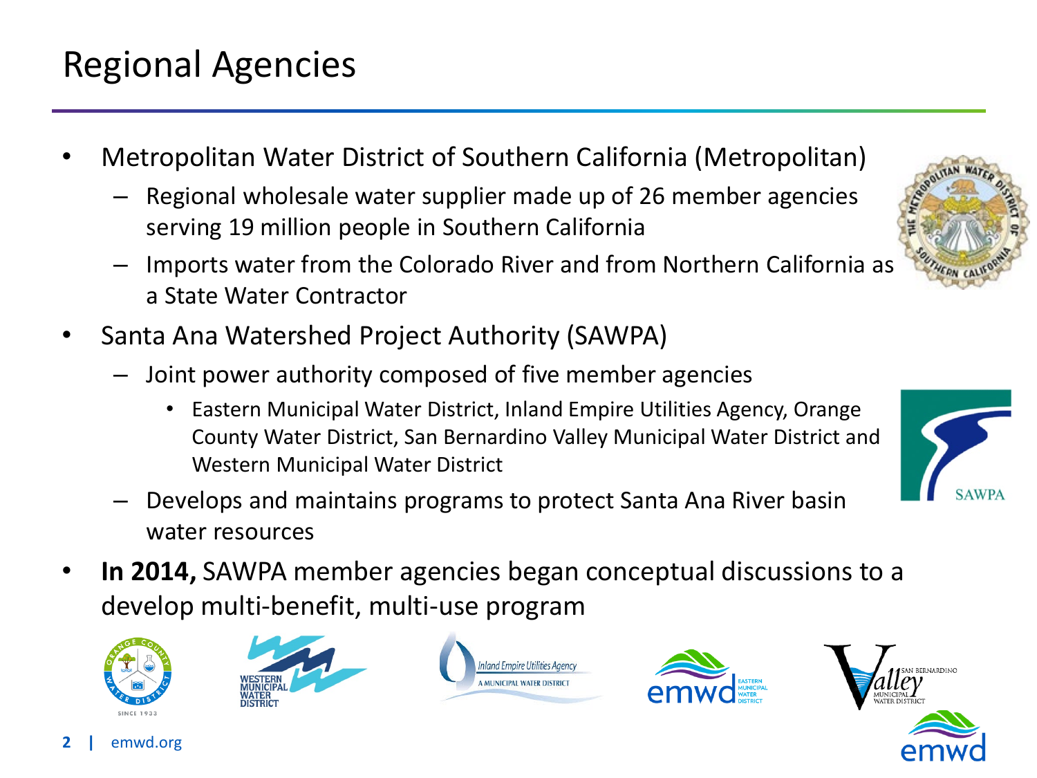# Regional Agencies

- Metropolitan Water District of Southern California (Metropolitan)
  - Regional wholesale water supplier made up of 26 member agencies serving 19 million people in Southern California
  - Imports water from the Colorado River and from Northern California as a State Water Contractor
- Santa Ana Watershed Project Authority (SAWPA)
  - Joint power authority composed of five member agencies
    - Eastern Municipal Water District, Inland Empire Utilities Agency, Orange County Water District, San Bernardino Valley Municipal Water District and Western Municipal Water District
  - Develops and maintains programs to protect Santa Ana River basin water resources
- **In 2014,** SAWPA member agencies began conceptual discussions to a develop multi-benefit, multi-use program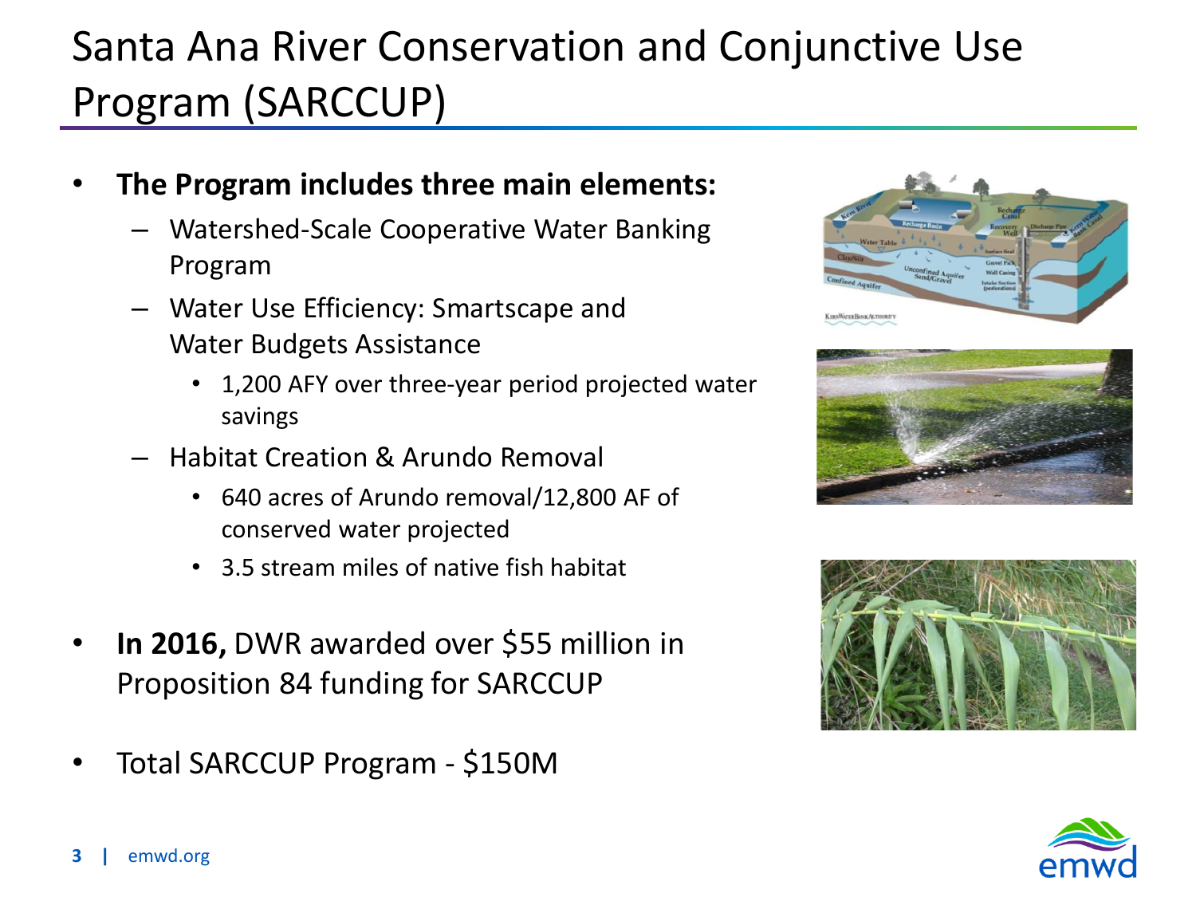# Santa Ana River Conservation and Conjunctive Use Program (SARCCUP)

- **The Program includes three main elements:**
  - Watershed-Scale Cooperative Water Banking Program
  - Water Use Efficiency: Smartscape and Water Budgets Assistance
    - 1,200 AFY over three-year period projected water savings
  - Habitat Creation & Arundo Removal
    - 640 acres of Arundo removal/12,800 AF of conserved water projected
    - 3.5 stream miles of native fish habitat
- **In 2016,** DWR awarded over $55 million in Proposition 84 funding for SARCCUP
- Total SARCCUP Program - $150M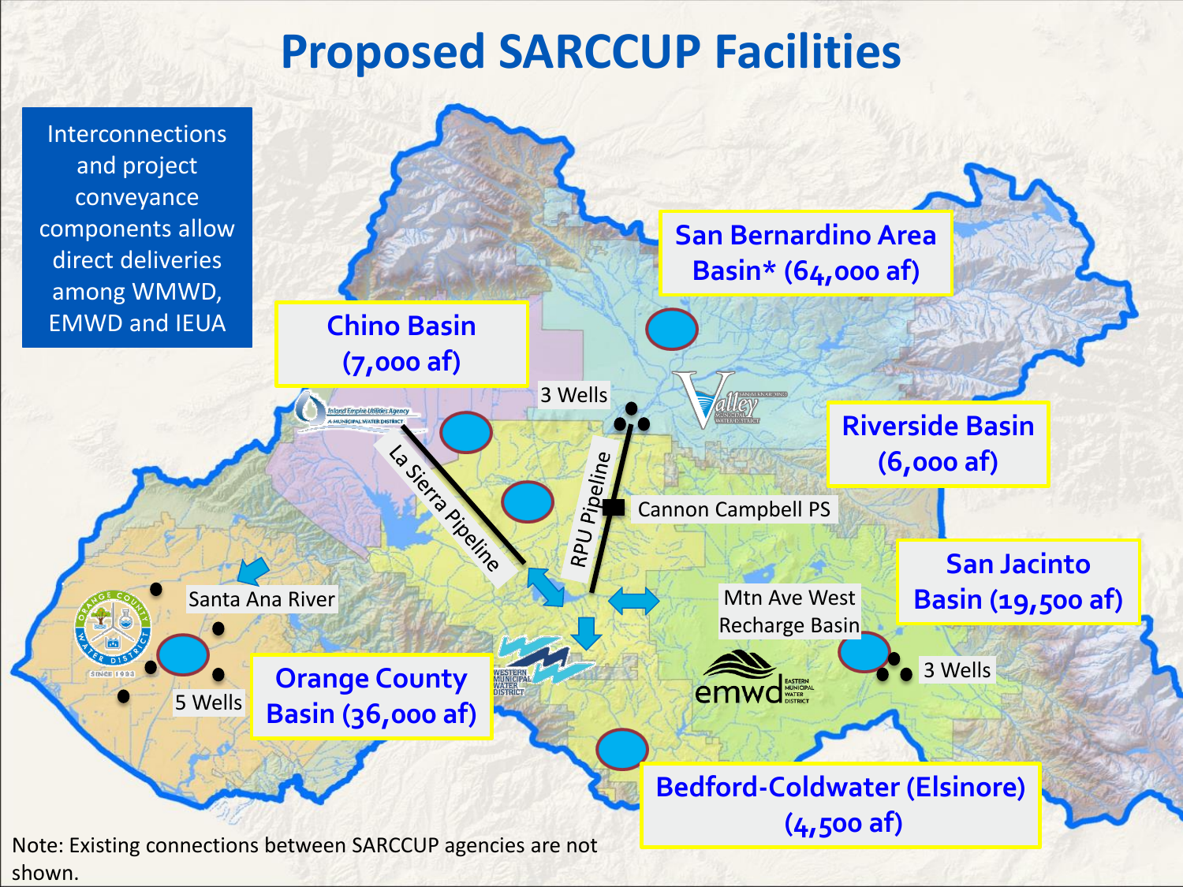# Proposed SARCCUP Facilities

Interconnections and project conveyance components allow direct deliveries among WMWD, EMWD and IEUA

**Chino Basin (7,000 af)**

**San Bernardino Area Basin* (64,000 af)**

**Riverside Basin (6,000 af)**

**San Jacinto Basin (19,500 af)**

**Orange County Basin (36,000 af)**

**Bedford-Coldwater (Elsinore) (4,500 af)**

3 Wells

La Sierra Pipeline

RPU Pipeline

Cannon Campbell PS

Santa Ana River

5 Wells

Mtn Ave West Recharge Basin

3 Wells

Note: Existing connections between SARCCUP agencies are not shown.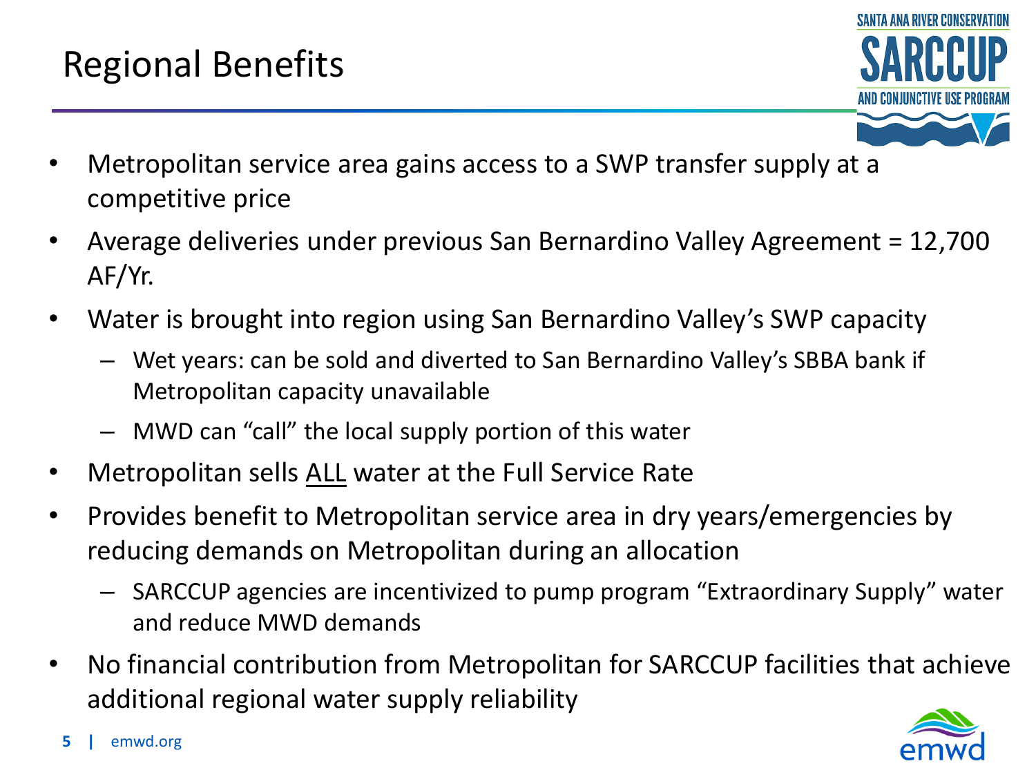# Regional Benefits

- Metropolitan service area gains access to a SWP transfer supply at a competitive price
- Average deliveries under previous San Bernardino Valley Agreement = 12,700 AF/Yr.
- Water is brought into region using San Bernardino Valley's SWP capacity
  - Wet years: can be sold and diverted to San Bernardino Valley's SBBA bank if Metropolitan capacity unavailable
  - MWD can "call" the local supply portion of this water
- Metropolitan sells <u>ALL</u> water at the Full Service Rate
- Provides benefit to Metropolitan service area in dry years/emergencies by reducing demands on Metropolitan during an allocation
  - SARCCUP agencies are incentivized to pump program "Extraordinary Supply" water and reduce MWD demands
- No financial contribution from Metropolitan for SARCCUP facilities that achieve additional regional water supply reliability